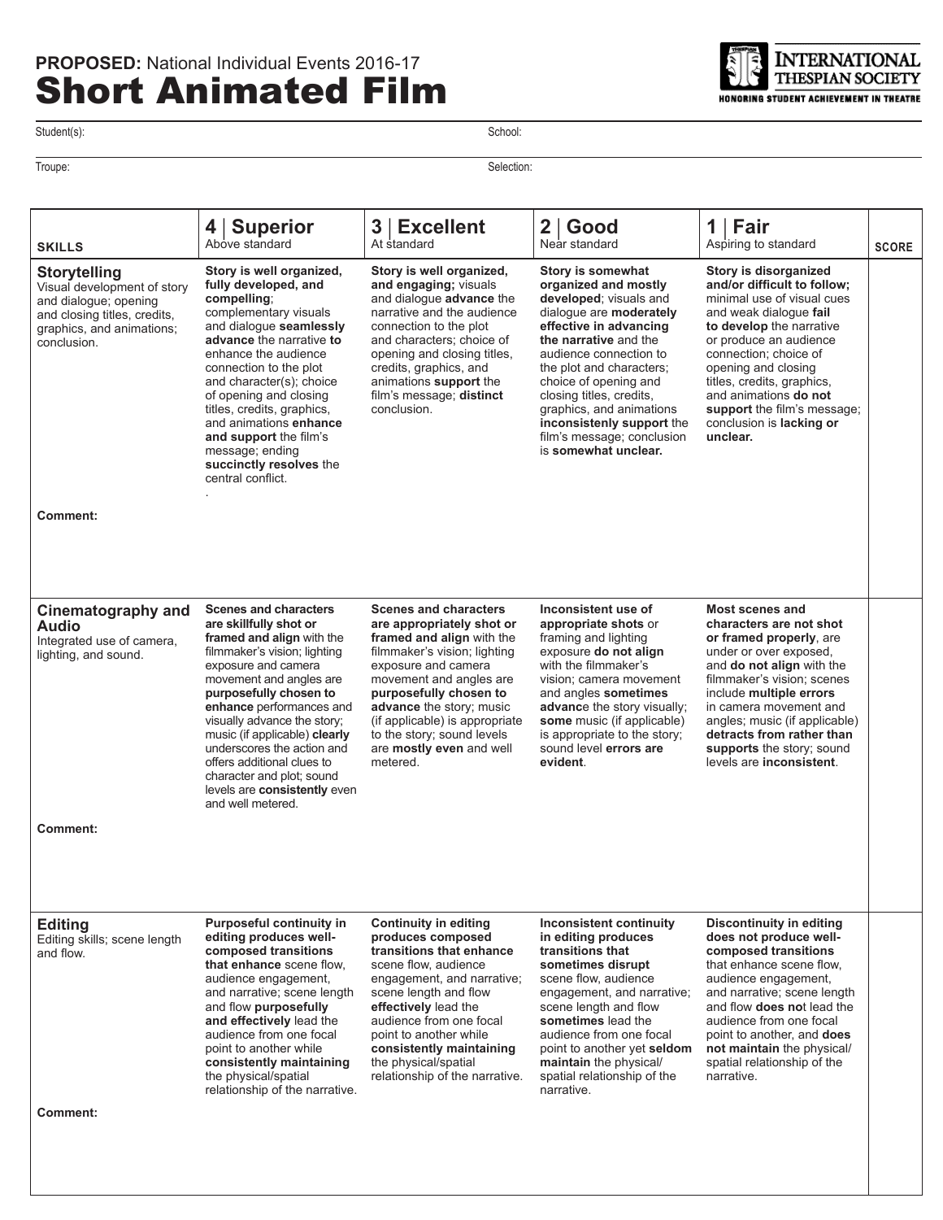**PROPOSED:** National Individual Events 2016-17

# Short Animated Film

INTERNATIONAL THESPIAN SOCIETY
HONORING STUDENT ACHIEVEMENT IN THEATRE

Student(s): School:

Troupe: Selection:

| SKILLS | 4 \| Superior<br>Above standard | 3 \| Excellent<br>At standard | 2 \| Good<br>Near standard | 1 \| Fair<br>Aspiring to standard | SCORE |
|---|---|---|---|---|---|
| **Storytelling**<br>Visual development of story and dialogue; opening and closing titles, credits, graphics, and animations; conclusion. | **Story is well organized, fully developed, and compelling**; complementary visuals and dialogue **seamlessly advance** the narrative **to** enhance the audience connection to the plot and character(s); choice of opening and closing titles, credits, graphics, and animations **enhance and support** the film's message; ending **succinctly resolves** the central conflict. | **Story is well organized, and engaging;** visuals and dialogue **advance** the narrative and the audience connection to the plot and characters; choice of opening and closing titles, credits, graphics, and animations **support** the film's message; **distinct** conclusion. | **Story is somewhat organized and mostly developed**; visuals and dialogue are **moderately effective in advancing the narrative** and the audience connection to the plot and characters; choice of opening and closing titles, credits, graphics, and animations **inconsistently support** the film's message; conclusion is **somewhat unclear.** | **Story is disorganized and/or difficult to follow;** minimal use of visual cues and weak dialogue **fail to develop** the narrative or produce an audience connection; choice of opening and closing titles, credits, graphics, and animations **do not support** the film's message; conclusion is **lacking or unclear.** | |
| **Comment:** | | | | | |
| **Cinematography and Audio**<br>Integrated use of camera, lighting, and sound. | **Scenes and characters are skillfully shot or framed and align** with the filmmaker's vision; lighting exposure and camera movement and angles are **purposefully chosen to enhance** performances and visually advance the story; music (if applicable) **clearly** underscores the action and offers additional clues to character and plot; sound levels are **consistently** even and well metered. | **Scenes and characters are appropriately shot or framed and align** with the filmmaker's vision; lighting exposure and camera movement and angles are **purposefully chosen to advance** the story; music (if applicable) is appropriate to the story; sound levels are **mostly even** and well metered. | **Inconsistent use of appropriate shots** or framing and lighting exposure **do not align** with the filmmaker's vision; camera movement and angles **sometimes advanc**e the story visually; **some** music (if applicable) is appropriate to the story; sound level **errors are evident**. | **Most scenes and characters are not shot or framed properly**, are under or over exposed, and **do not align** with the filmmaker's vision; scenes include **multiple errors** in camera movement and angles; music (if applicable) **detracts from rather than supports** the story; sound levels are **inconsistent**. | |
| **Comment:** | | | | | |
| **Editing**<br>Editing skills; scene length and flow. | **Purposeful continuity in editing produces well-composed transitions that enhance** scene flow, audience engagement, and narrative; scene length and flow **purposefully and effectively** lead the audience from one focal point to another while **consistently maintaining** the physical/spatial relationship of the narrative. | **Continuity in editing produces composed transitions that enhance** scene flow, audience engagement, and narrative; scene length and flow **effectively** lead the audience from one focal point to another while **consistently maintaining** the physical/spatial relationship of the narrative. | **Inconsistent continuity in editing produces transitions that sometimes disrupt** scene flow, audience engagement, and narrative; scene length and flow **sometimes** lead the audience from one focal point to another yet **seldom maintain** the physical/ spatial relationship of the narrative. | **Discontinuity in editing does not produce well-composed transitions** that enhance scene flow, audience engagement, and narrative; scene length and flow **does not** lead the audience from one focal point to another, and **does not maintain** the physical/ spatial relationship of the narrative. | |
| **Comment:** | | | | | |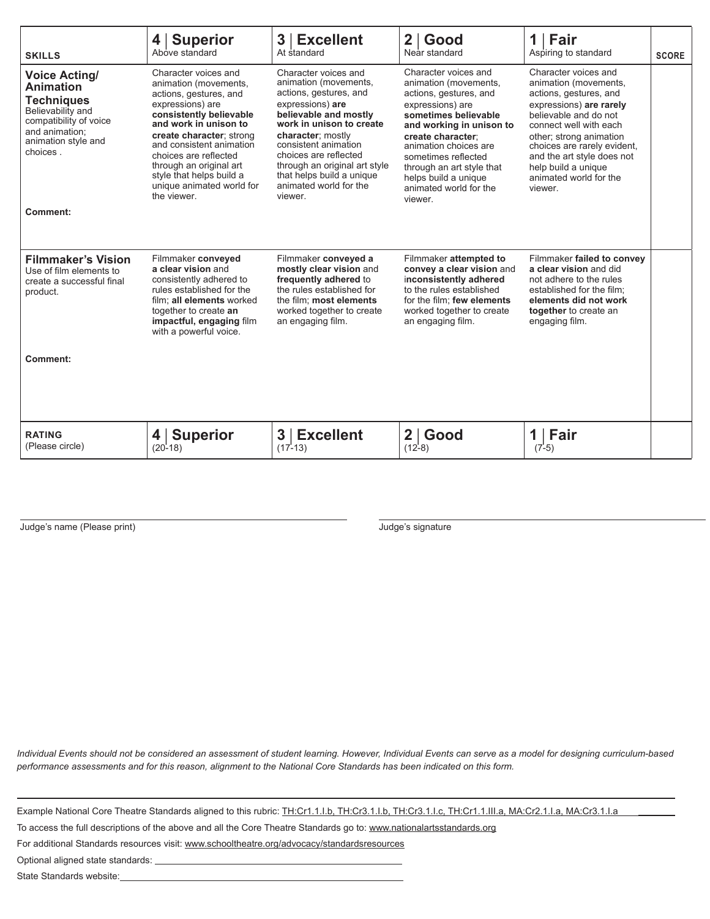| SKILLS | 4 \| Superior<br>Above standard | 3 \| Excellent<br>At standard | 2 \| Good<br>Near standard | 1 \| Fair<br>Aspiring to standard | SCORE |
|---|---|---|---|---|---|
| **Voice Acting/ Animation Techniques**<br>Believability and compatibility of voice and animation; animation style and choices .<br><br>**Comment:** | Character voices and animation (movements, actions, gestures, and expressions) are **consistently believable and work in unison to create character**; strong and consistent animation choices are reflected through an original art style that helps build a unique animated world for the viewer. | Character voices and animation (movements, actions, gestures, and expressions) **are believable and mostly work in unison to create character**; mostly consistent animation choices are reflected through an original art style that helps build a unique animated world for the viewer. | Character voices and animation (movements, actions, gestures, and expressions) are **sometimes believable and working in unison to create character**; animation choices are sometimes reflected through an art style that helps build a unique animated world for the viewer. | Character voices and animation (movements, actions, gestures, and expressions) **are rarely** believable and do not connect well with each other; strong animation choices are rarely evident, and the art style does not help build a unique animated world for the viewer. | |
| **Filmmaker's Vision**<br>Use of film elements to create a successful final product.<br><br>**Comment:** | Filmmaker **conveyed a clear vision** and consistently adhered to rules established for the film; **all elements** worked together to create **an impactful, engaging** film with a powerful voice. | Filmmaker **conveyed a mostly clear vision** and **frequently adhered** to the rules established for the film; **most elements** worked together to create an engaging film. | Filmmaker **attempted to convey a clear vision** and **inconsistently adhered** to the rules established for the film; **few elements** worked together to create an engaging film. | Filmmaker **failed to convey a clear vision** and did not adhere to the rules established for the film; **elements did not work together** to create an engaging film. | |
| **RATING**<br>(Please circle) | **4 \| Superior**<br>(20-18) | **3 \| Excellent**<br>(17-13) | **2 \| Good**<br>(12-8) | **1 \| Fair**<br>(7-5) | |

Judge's name (Please print) ______________________

Judge's signature ______________________

*Individual Events should not be considered an assessment of student learning. However, Individual Events can serve as a model for designing curriculum-based performance assessments and for this reason, alignment to the National Core Standards has been indicated on this form.*

Example National Core Theatre Standards aligned to this rubric: TH:Cr1.1.I.b, TH:Cr3.1.I.b, TH:Cr3.1.I.c, TH:Cr1.1.III.a, MA:Cr2.1.I.a, MA:Cr3.1.I.a

To access the full descriptions of the above and all the Core Theatre Standards go to: www.nationalartsstandards.org

For additional Standards resources visit: www.schooltheatre.org/advocacy/standardsresources

Optional aligned state standards: ______________________

State Standards website: ______________________